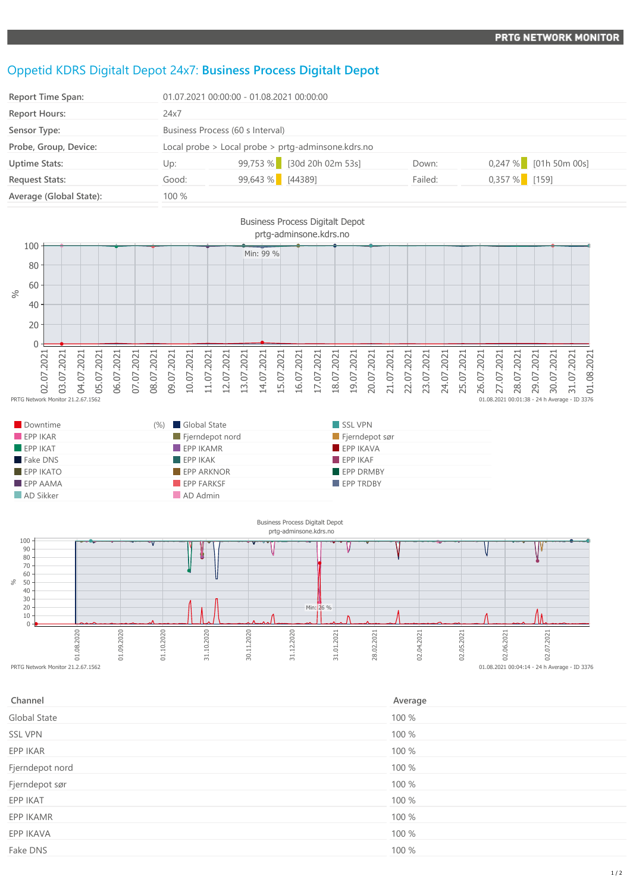PRTG NETWORK MONITOR

# Oppetid KDRS Digitalt Depot 24x7: **Business Process Digitalt Depot**

| | | | | | |
|---|---|---|---|---|---|
| **Report Time Span:** | 01.07.2021 00:00:00 - 01.08.2021 00:00:00 | | | | |
| **Report Hours:** | 24x7 | | | | |
| **Sensor Type:** | Business Process (60 s Interval) | | | | |
| **Probe, Group, Device:** | Local probe > Local probe > prtg-adminsone.kdrs.no | | | | |
| **Uptime Stats:** | Up: | 99,753 % [30d 20h 02m 53s] | Down: | 0,247 % | [01h 50m 00s] |
| **Request Stats:** | Good: | 99,643 % [44389] | Failed: | 0,357 % | [159] |
| **Average (Global State):** | 100 % | | | | |

Business Process Digitalt Depot
prtg-adminsone.kdrs.no

PRTG Network Monitor 21.2.67.1562 — 01.08.2021 00:01:38 - 24 h Average - ID 3376

Legend (%): Downtime, Global State, SSL VPN, EPP IKAR, Fjerndepot nord, Fjerndepot sør, EPP IKAT, EPP IKAMR, EPP IKAVA, Fake DNS, EPP IKAK, EPP IKAF, EPP IKATO, EPP ARKNOR, EPP DRMBY, EPP AAMA, EPP FARKSF, EPP TRDBY, AD Sikker, AD Admin

Business Process Digitalt Depot
prtg-adminsone.kdrs.no

PRTG Network Monitor 21.2.67.1562 — 01.08.2021 00:04:14 - 24 h Average - ID 3376

| Channel | Average |
|---|---|
| Global State | 100 % |
| SSL VPN | 100 % |
| EPP IKAR | 100 % |
| Fjerndepot nord | 100 % |
| Fjerndepot sør | 100 % |
| EPP IKAT | 100 % |
| EPP IKAMR | 100 % |
| EPP IKAVA | 100 % |
| Fake DNS | 100 % |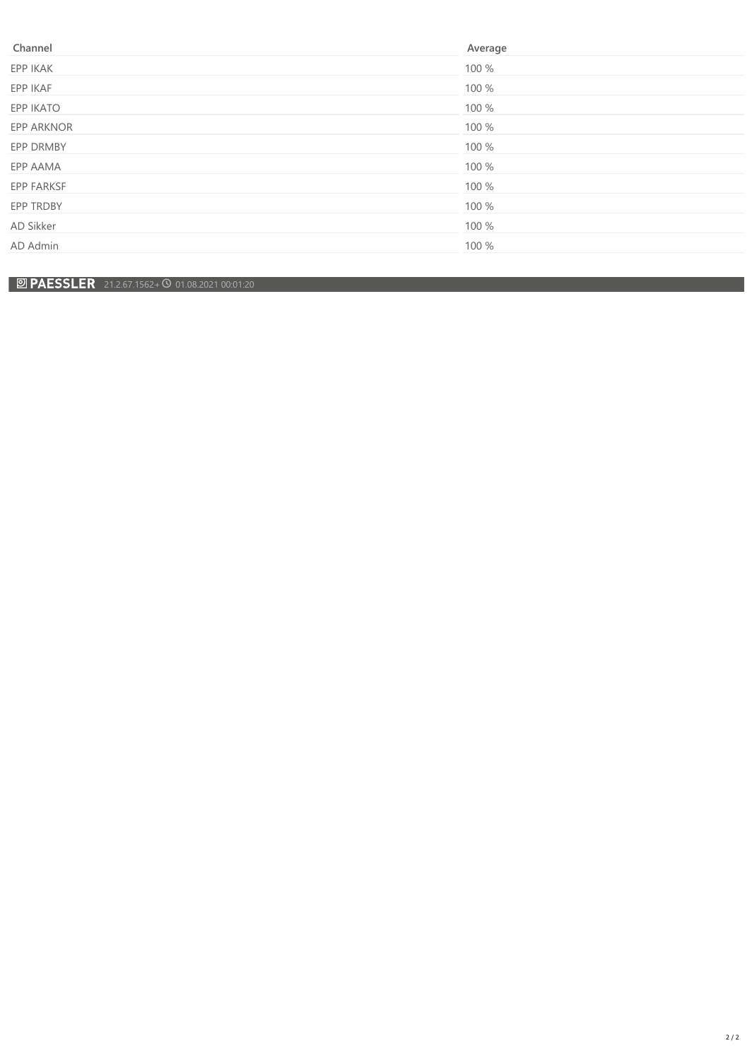| Channel | Average |
|---|---|
| EPP IKAK | 100 % |
| EPP IKAF | 100 % |
| EPP IKATO | 100 % |
| EPP ARKNOR | 100 % |
| EPP DRMBY | 100 % |
| EPP AAMA | 100 % |
| EPP FARKSF | 100 % |
| EPP TRDBY | 100 % |
| AD Sikker | 100 % |
| AD Admin | 100 % |

PAESSLER 21.2.67.1562+ 01.08.2021 00:01:20